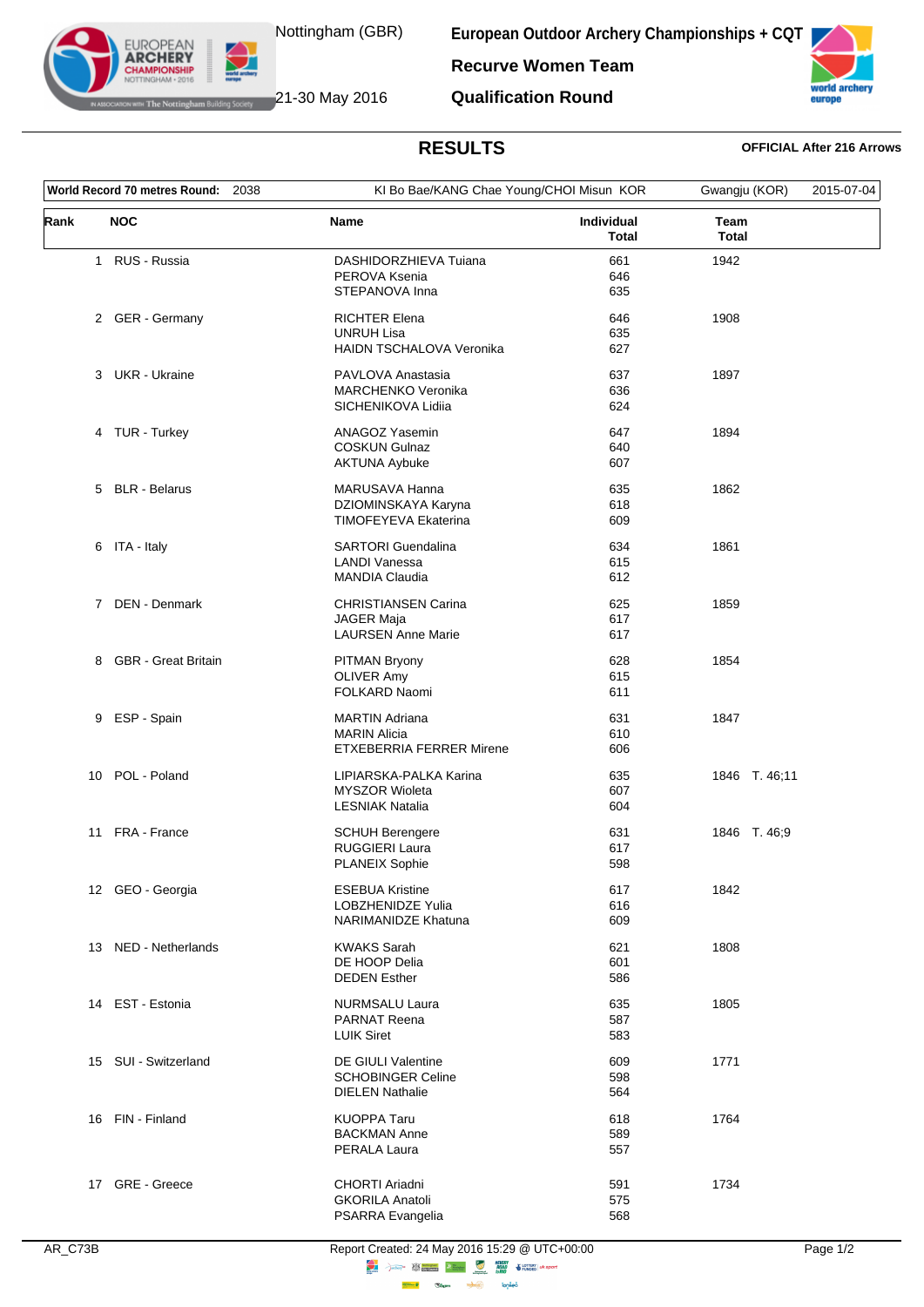Nottingham (GBR)

21-30 May 2016

**European Outdoor Archery Championships + CQT**

**Recurve Women Team**

**Qualification Round**

# RESULTS

**OFFICIAL After 216 Arrows**

| **World Record 70 metres Round:** 2038 | KI Bo Bae/KANG Chae Young/CHOI Misun KOR | Gwangju (KOR) | 2015-07-04 |
|---|---|---|---|

| Rank | NOC | Name | Individual Total | Team Total |
|---|---|---|---|---|
| 1 | RUS - Russia | DASHIDORZHIEVA Tuiana | 661 | 1942 |
| | | PEROVA Ksenia | 646 | |
| | | STEPANOVA Inna | 635 | |
| 2 | GER - Germany | RICHTER Elena | 646 | 1908 |
| | | UNRUH Lisa | 635 | |
| | | HAIDN TSCHALOVA Veronika | 627 | |
| 3 | UKR - Ukraine | PAVLOVA Anastasia | 637 | 1897 |
| | | MARCHENKO Veronika | 636 | |
| | | SICHENIKOVA Lidiia | 624 | |
| 4 | TUR - Turkey | ANAGOZ Yasemin | 647 | 1894 |
| | | COSKUN Gulnaz | 640 | |
| | | AKTUNA Aybuke | 607 | |
| 5 | BLR - Belarus | MARUSAVA Hanna | 635 | 1862 |
| | | DZIOMINSKAYA Karyna | 618 | |
| | | TIMOFEYEVA Ekaterina | 609 | |
| 6 | ITA - Italy | SARTORI Guendalina | 634 | 1861 |
| | | LANDI Vanessa | 615 | |
| | | MANDIA Claudia | 612 | |
| 7 | DEN - Denmark | CHRISTIANSEN Carina | 625 | 1859 |
| | | JAGER Maja | 617 | |
| | | LAURSEN Anne Marie | 617 | |
| 8 | GBR - Great Britain | PITMAN Bryony | 628 | 1854 |
| | | OLIVER Amy | 615 | |
| | | FOLKARD Naomi | 611 | |
| 9 | ESP - Spain | MARTIN Adriana | 631 | 1847 |
| | | MARIN Alicia | 610 | |
| | | ETXEBERRIA FERRER Mirene | 606 | |
| 10 | POL - Poland | LIPIARSKA-PALKA Karina | 635 | 1846 T. 46;11 |
| | | MYSZOR Wioleta | 607 | |
| | | LESNIAK Natalia | 604 | |
| 11 | FRA - France | SCHUH Berengere | 631 | 1846 T. 46;9 |
| | | RUGGIERI Laura | 617 | |
| | | PLANEIX Sophie | 598 | |
| 12 | GEO - Georgia | ESEBUA Kristine | 617 | 1842 |
| | | LOBZHENIDZE Yulia | 616 | |
| | | NARIMANIDZE Khatuna | 609 | |
| 13 | NED - Netherlands | KWAKS Sarah | 621 | 1808 |
| | | DE HOOP Delia | 601 | |
| | | DEDEN Esther | 586 | |
| 14 | EST - Estonia | NURMSALU Laura | 635 | 1805 |
| | | PARNAT Reena | 587 | |
| | | LUIK Siret | 583 | |
| 15 | SUI - Switzerland | DE GIULI Valentine | 609 | 1771 |
| | | SCHOBINGER Celine | 598 | |
| | | DIELEN Nathalie | 564 | |
| 16 | FIN - Finland | KUOPPA Taru | 618 | 1764 |
| | | BACKMAN Anne | 589 | |
| | | PERALA Laura | 557 | |
| 17 | GRE - Greece | CHORTI Ariadni | 591 | 1734 |
| | | GKORILA Anatoli | 575 | |
| | | PSARRA Evangelia | 568 | |

AR_C73B

Report Created: 24 May 2016 15:29 @ UTC+00:00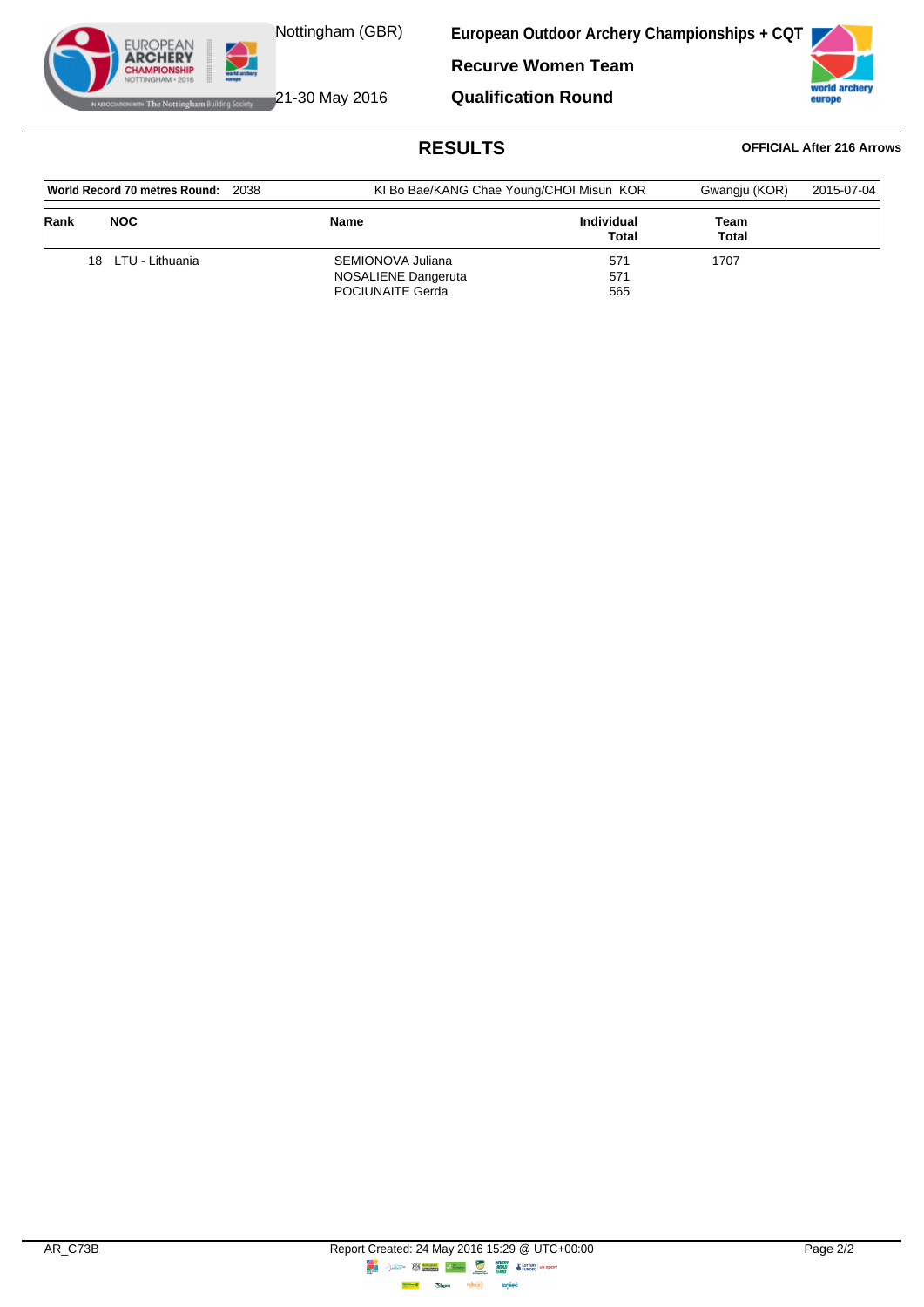## RESULTS

**OFFICIAL After 216 Arrows**

| **World Record 70 metres Round:** | 2038 | KI Bo Bae/KANG Chae Young/CHOI Misun KOR | Gwangju (KOR) | 2015-07-04 |
|---|---|---|---|---|

| Rank | NOC | Name | Individual Total | Team Total |
|---|---|---|---|---|
| 18 | LTU - Lithuania | SEMIONOVA Juliana | 571 | 1707 |
| | | NOSALIENE Dangeruta | 571 | |
| | | POCIUNAITE Gerda | 565 | |

AR_C73B

Report Created: 24 May 2016 15:29 @ UTC+00:00